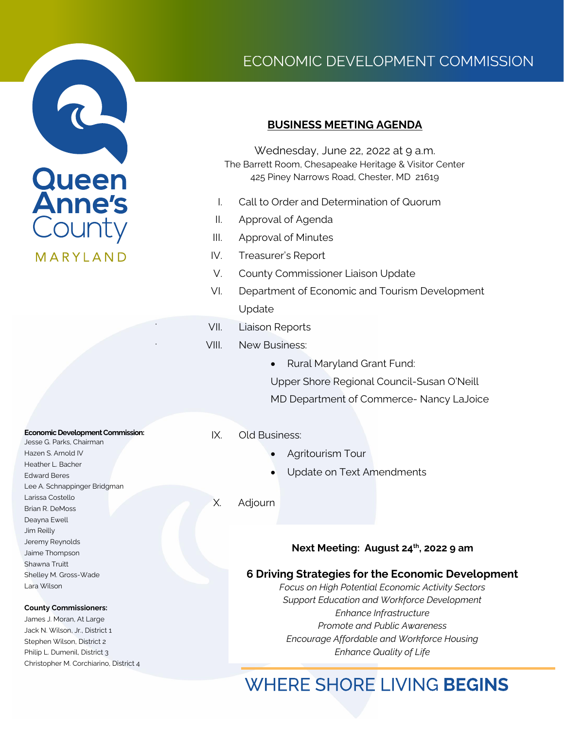Queen Anne's County
MARYLAND

# ECONOMIC DEVELOPMENT COMMISSION

## BUSINESS MEETING AGENDA

Wednesday, June 22, 2022 at 9 a.m.
The Barrett Room, Chesapeake Heritage & Visitor Center
425 Piney Narrows Road, Chester, MD 21619

I. Call to Order and Determination of Quorum
II. Approval of Agenda
III. Approval of Minutes
IV. Treasurer's Report
V. County Commissioner Liaison Update
VI. Department of Economic and Tourism Development Update
VII. Liaison Reports
VIII. New Business:
  - Rural Maryland Grant Fund:
    Upper Shore Regional Council-Susan O'Neill
    MD Department of Commerce- Nancy LaJoice
IX. Old Business:
  - Agritourism Tour
  - Update on Text Amendments
X. Adjourn

**Next Meeting: August 24th, 2022 9 am**

### 6 Driving Strategies for the Economic Development

*Focus on High Potential Economic Activity Sectors*
*Support Education and Workforce Development*
*Enhance Infrastructure*
*Promote and Public Awareness*
*Encourage Affordable and Workforce Housing*
*Enhance Quality of Life*

**Economic Development Commission:**
Jesse G. Parks, Chairman
Hazen S. Arnold IV
Heather L. Bacher
Edward Beres
Lee A. Schnappinger Bridgman
Larissa Costello
Brian R. DeMoss
Deayna Ewell
Jim Reilly
Jeremy Reynolds
Jaime Thompson
Shawna Truitt
Shelley M. Gross-Wade
Lara Wilson

**County Commissioners:**
James J. Moran, At Large
Jack N. Wilson, Jr., District 1
Stephen Wilson, District 2
Philip L. Dumenil, District 3
Christopher M. Corchiarino, District 4

WHERE SHORE LIVING **BEGINS**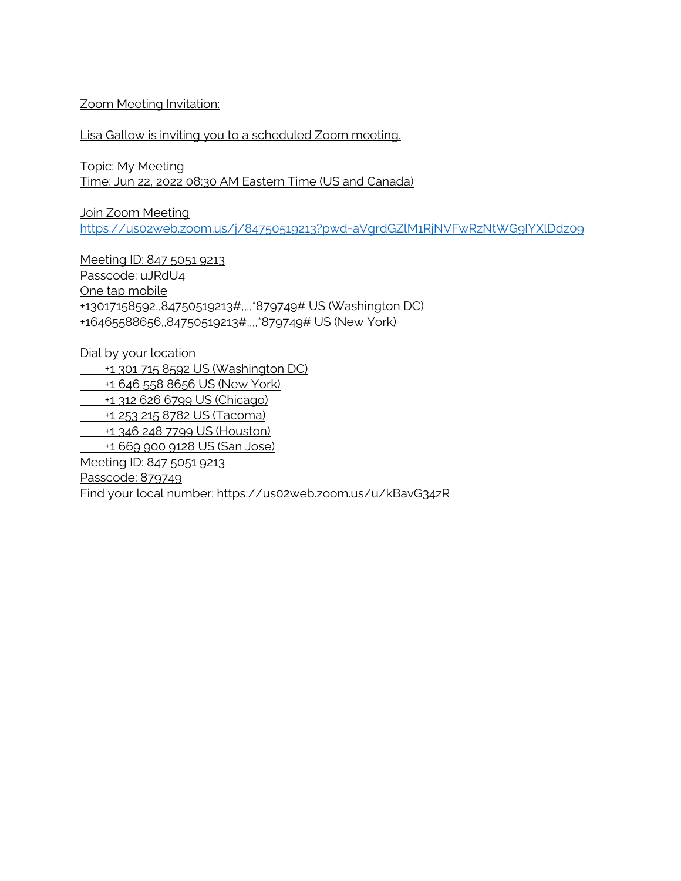Zoom Meeting Invitation:

Lisa Gallow is inviting you to a scheduled Zoom meeting.

Topic: My Meeting
Time: Jun 22, 2022 08:30 AM Eastern Time (US and Canada)

Join Zoom Meeting
https://us02web.zoom.us/j/84750519213?pwd=aVgrdGZlM1RjNVFwRzNtWG9IYXlDdz09

Meeting ID: 847 5051 9213
Passcode: uJRdU4
One tap mobile
+13017158592,,84750519213#,,,,*879749# US (Washington DC)
+16465588656,,84750519213#,,,,*879749# US (New York)

Dial by your location
        +1 301 715 8592 US (Washington DC)
        +1 646 558 8656 US (New York)
        +1 312 626 6799 US (Chicago)
        +1 253 215 8782 US (Tacoma)
        +1 346 248 7799 US (Houston)
        +1 669 900 9128 US (San Jose)
Meeting ID: 847 5051 9213
Passcode: 879749
Find your local number: https://us02web.zoom.us/u/kBavG34zR